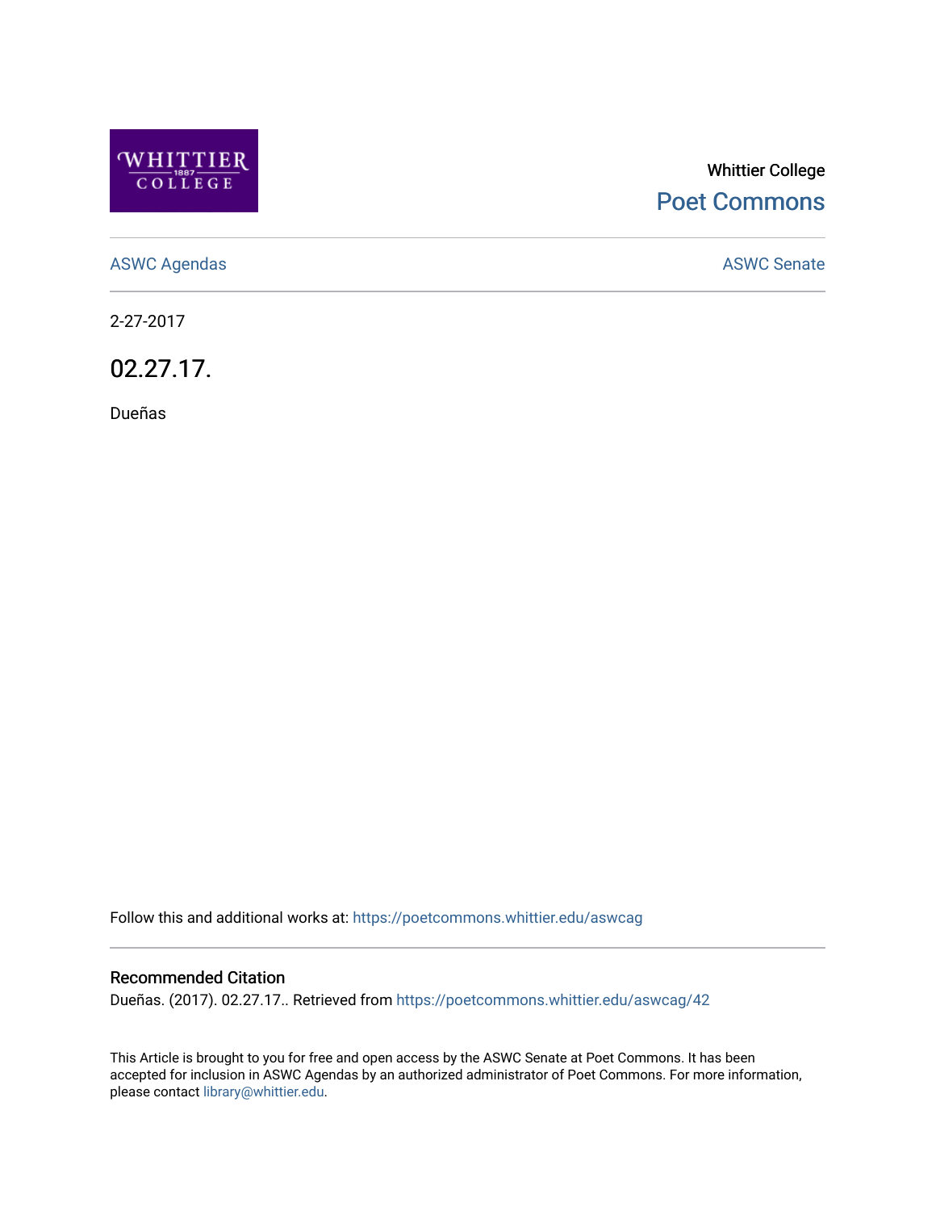Whittier College

Poet Commons

ASWC Agendas

ASWC Senate

2-27-2017

# 02.27.17.

Dueñas

Follow this and additional works at: https://poetcommons.whittier.edu/aswcag

## Recommended Citation

Dueñas. (2017). 02.27.17.. Retrieved from https://poetcommons.whittier.edu/aswcag/42

This Article is brought to you for free and open access by the ASWC Senate at Poet Commons. It has been accepted for inclusion in ASWC Agendas by an authorized administrator of Poet Commons. For more information, please contact library@whittier.edu.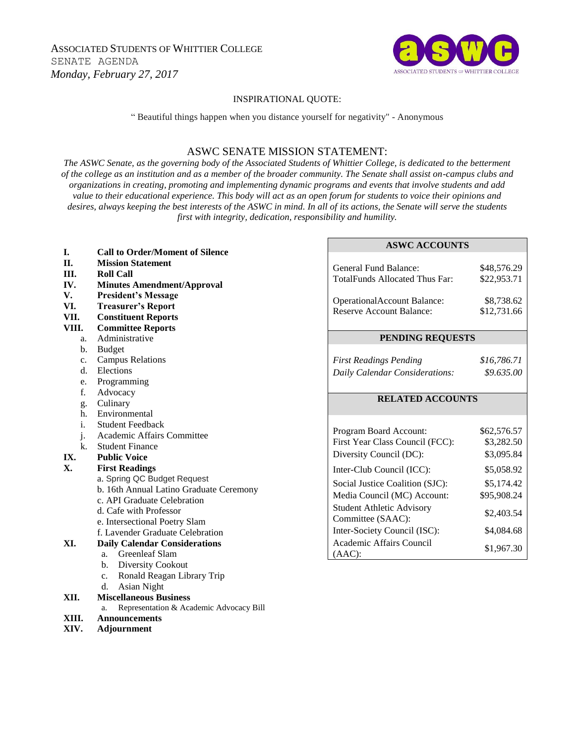ASSOCIATED STUDENTS OF WHITTIER COLLEGE
SENATE AGENDA
*Monday, February 27, 2017*

aswc
ASSOCIATED STUDENTS OF WHITTIER COLLEGE

INSPIRATIONAL QUOTE:

" Beautiful things happen when you distance yourself for negativity" - Anonymous

## ASWC SENATE MISSION STATEMENT:

*The ASWC Senate, as the governing body of the Associated Students of Whittier College, is dedicated to the betterment of the college as an institution and as a member of the broader community. The Senate shall assist on-campus clubs and organizations in creating, promoting and implementing dynamic programs and events that involve students and add value to their educational experience. This body will act as an open forum for students to voice their opinions and desires, always keeping the best interests of the ASWC in mind. In all of its actions, the Senate will serve the students first with integrity, dedication, responsibility and humility.*

- **I. Call to Order/Moment of Silence**
- **II. Mission Statement**
- **III. Roll Call**
- **IV. Minutes Amendment/Approval**
- **V. President's Message**
- **VI. Treasurer's Report**
- **VII. Constituent Reports**
- **VIII. Committee Reports**
  - a. Administrative
  - b. Budget
  - c. Campus Relations
  - d. Elections
  - e. Programming
  - f. Advocacy
  - g. Culinary
  - h. Environmental
  - i. Student Feedback
  - j. Academic Affairs Committee
  - k. Student Finance
- **IX. Public Voice**
- **X. First Readings**
  - a. Spring QC Budget Request
  - b. 16th Annual Latino Graduate Ceremony
  - c. API Graduate Celebration
  - d. Cafe with Professor
  - e. Intersectional Poetry Slam
  - f. Lavender Graduate Celebration
- **XI. Daily Calendar Considerations**
  - a. Greenleaf Slam
  - b. Diversity Cookout
  - c. Ronald Reagan Library Trip
  - d. Asian Night
- **XII. Miscellaneous Business**
  - a. Representation & Academic Advocacy Bill
- **XIII. Announcements**
- **XIV. Adjournment**

| **ASWC ACCOUNTS** | |
|---|---|
| General Fund Balance: | $48,576.29 |
| TotalFunds Allocated Thus Far: | $22,953.71 |
| OperationalAccount Balance: | $8,738.62 |
| Reserve Account Balance: | $12,731.66 |
| **PENDING REQUESTS** | |
| *First Readings Pending* | *$16,786.71* |
| *Daily Calendar Considerations:* | *$9.635.00* |
| **RELATED ACCOUNTS** | |
| Program Board Account: | $62,576.57 |
| First Year Class Council (FCC): | $3,282.50 |
| Diversity Council (DC): | $3,095.84 |
| Inter-Club Council (ICC): | $5,058.92 |
| Social Justice Coalition (SJC): | $5,174.42 |
| Media Council (MC) Account: | $95,908.24 |
| Student Athletic Advisory Committee (SAAC): | $2,403.54 |
| Inter-Society Council (ISC): | $4,084.68 |
| Academic Affairs Council (AAC): | $1,967.30 |